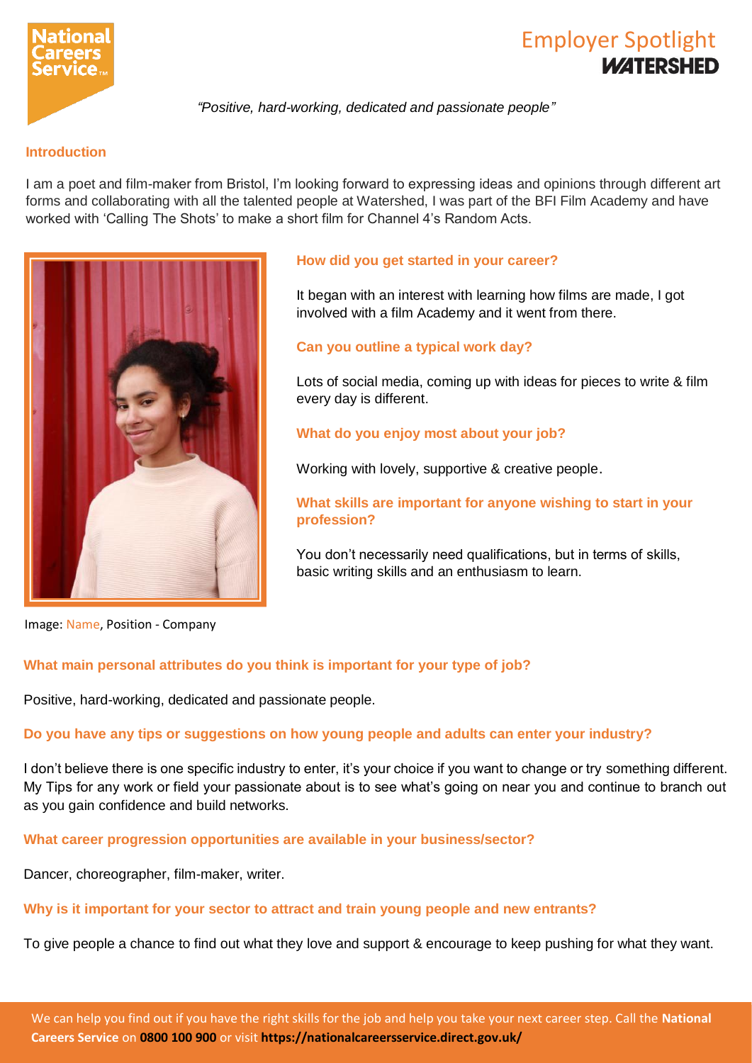# Employer Spotlight
## WATERSHED

*"Positive, hard-working, dedicated and passionate people"*

### Introduction

I am a poet and film-maker from Bristol, I'm looking forward to expressing ideas and opinions through different art forms and collaborating with all the talented people at Watershed, I was part of the BFI Film Academy and have worked with 'Calling The Shots' to make a short film for Channel 4's Random Acts.

### How did you get started in your career?

It began with an interest with learning how films are made, I got involved with a film Academy and it went from there.

### Can you outline a typical work day?

Lots of social media, coming up with ideas for pieces to write & film every day is different.

### What do you enjoy most about your job?

Working with lovely, supportive & creative people.

### What skills are important for anyone wishing to start in your profession?

You don't necessarily need qualifications, but in terms of skills, basic writing skills and an enthusiasm to learn.

Image: Name, Position - Company

### What main personal attributes do you think is important for your type of job?

Positive, hard-working, dedicated and passionate people.

### Do you have any tips or suggestions on how young people and adults can enter your industry?

I don't believe there is one specific industry to enter, it's your choice if you want to change or try something different. My Tips for any work or field your passionate about is to see what's going on near you and continue to branch out as you gain confidence and build networks.

### What career progression opportunities are available in your business/sector?

Dancer, choreographer, film-maker, writer.

### Why is it important for your sector to attract and train young people and new entrants?

To give people a chance to find out what they love and support & encourage to keep pushing for what they want.

We can help you find out if you have the right skills for the job and help you take your next career step. Call the **National Careers Service** on **0800 100 900** or visit **https://nationalcareersservice.direct.gov.uk/**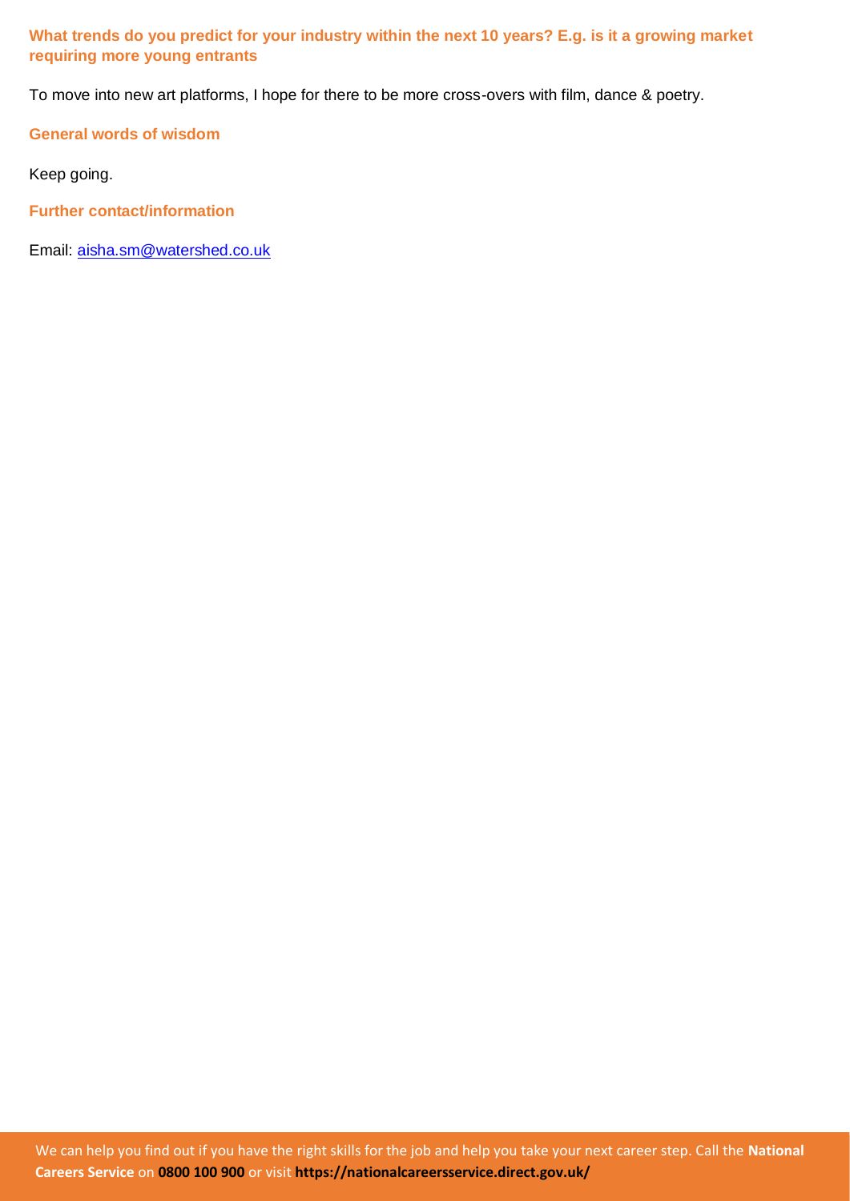### What trends do you predict for your industry within the next 10 years? E.g. is it a growing market requiring more young entrants

To move into new art platforms, I hope for there to be more cross-overs with film, dance & poetry.

### General words of wisdom

Keep going.

### Further contact/information

Email: aisha.sm@watershed.co.uk

We can help you find out if you have the right skills for the job and help you take your next career step. Call the **National Careers Service** on **0800 100 900** or visit **https://nationalcareersservice.direct.gov.uk/**